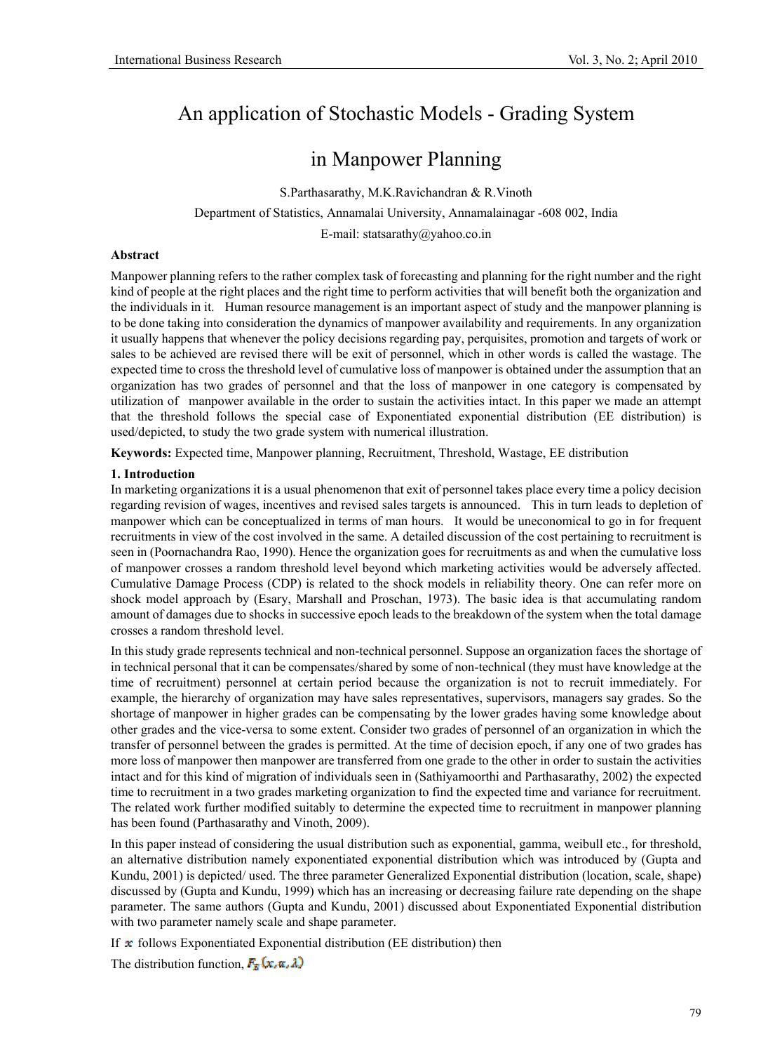# An application of Stochastic Models - Grading System in Manpower Planning

S.Parthasarathy, M.K.Ravichandran & R.Vinoth

Department of Statistics, Annamalai University, Annamalainagar -608 002, India

E-mail: statsarathy@yahoo.co.in

**Abstract**

Manpower planning refers to the rather complex task of forecasting and planning for the right number and the right kind of people at the right places and the right time to perform activities that will benefit both the organization and the individuals in it. Human resource management is an important aspect of study and the manpower planning is to be done taking into consideration the dynamics of manpower availability and requirements. In any organization it usually happens that whenever the policy decisions regarding pay, perquisites, promotion and targets of work or sales to be achieved are revised there will be exit of personnel, which in other words is called the wastage. The expected time to cross the threshold level of cumulative loss of manpower is obtained under the assumption that an organization has two grades of personnel and that the loss of manpower in one category is compensated by utilization of manpower available in the order to sustain the activities intact. In this paper we made an attempt that the threshold follows the special case of Exponentiated exponential distribution (EE distribution) is used/depicted, to study the two grade system with numerical illustration.

**Keywords:** Expected time, Manpower planning, Recruitment, Threshold, Wastage, EE distribution

**1. Introduction**

In marketing organizations it is a usual phenomenon that exit of personnel takes place every time a policy decision regarding revision of wages, incentives and revised sales targets is announced. This in turn leads to depletion of manpower which can be conceptualized in terms of man hours. It would be uneconomical to go in for frequent recruitments in view of the cost involved in the same. A detailed discussion of the cost pertaining to recruitment is seen in (Poornachandra Rao, 1990). Hence the organization goes for recruitments as and when the cumulative loss of manpower crosses a random threshold level beyond which marketing activities would be adversely affected. Cumulative Damage Process (CDP) is related to the shock models in reliability theory. One can refer more on shock model approach by (Esary, Marshall and Proschan, 1973). The basic idea is that accumulating random amount of damages due to shocks in successive epoch leads to the breakdown of the system when the total damage crosses a random threshold level.

In this study grade represents technical and non-technical personnel. Suppose an organization faces the shortage of in technical personal that it can be compensates/shared by some of non-technical (they must have knowledge at the time of recruitment) personnel at certain period because the organization is not to recruit immediately. For example, the hierarchy of organization may have sales representatives, supervisors, managers say grades. So the shortage of manpower in higher grades can be compensating by the lower grades having some knowledge about other grades and the vice-versa to some extent. Consider two grades of personnel of an organization in which the transfer of personnel between the grades is permitted. At the time of decision epoch, if any one of two grades has more loss of manpower then manpower are transferred from one grade to the other in order to sustain the activities intact and for this kind of migration of individuals seen in (Sathiyamoorthi and Parthasarathy, 2002) the expected time to recruitment in a two grades marketing organization to find the expected time and variance for recruitment. The related work further modified suitably to determine the expected time to recruitment in manpower planning has been found (Parthasarathy and Vinoth, 2009).

In this paper instead of considering the usual distribution such as exponential, gamma, weibull etc., for threshold, an alternative distribution namely exponentiated exponential distribution which was introduced by (Gupta and Kundu, 2001) is depicted/ used. The three parameter Generalized Exponential distribution (location, scale, shape) discussed by (Gupta and Kundu, 1999) which has an increasing or decreasing failure rate depending on the shape parameter. The same authors (Gupta and Kundu, 2001) discussed about Exponentiated Exponential distribution with two parameter namely scale and shape parameter.

If $x$ follows Exponentiated Exponential distribution (EE distribution) then

The distribution function, $F_E(x,\alpha,\lambda)$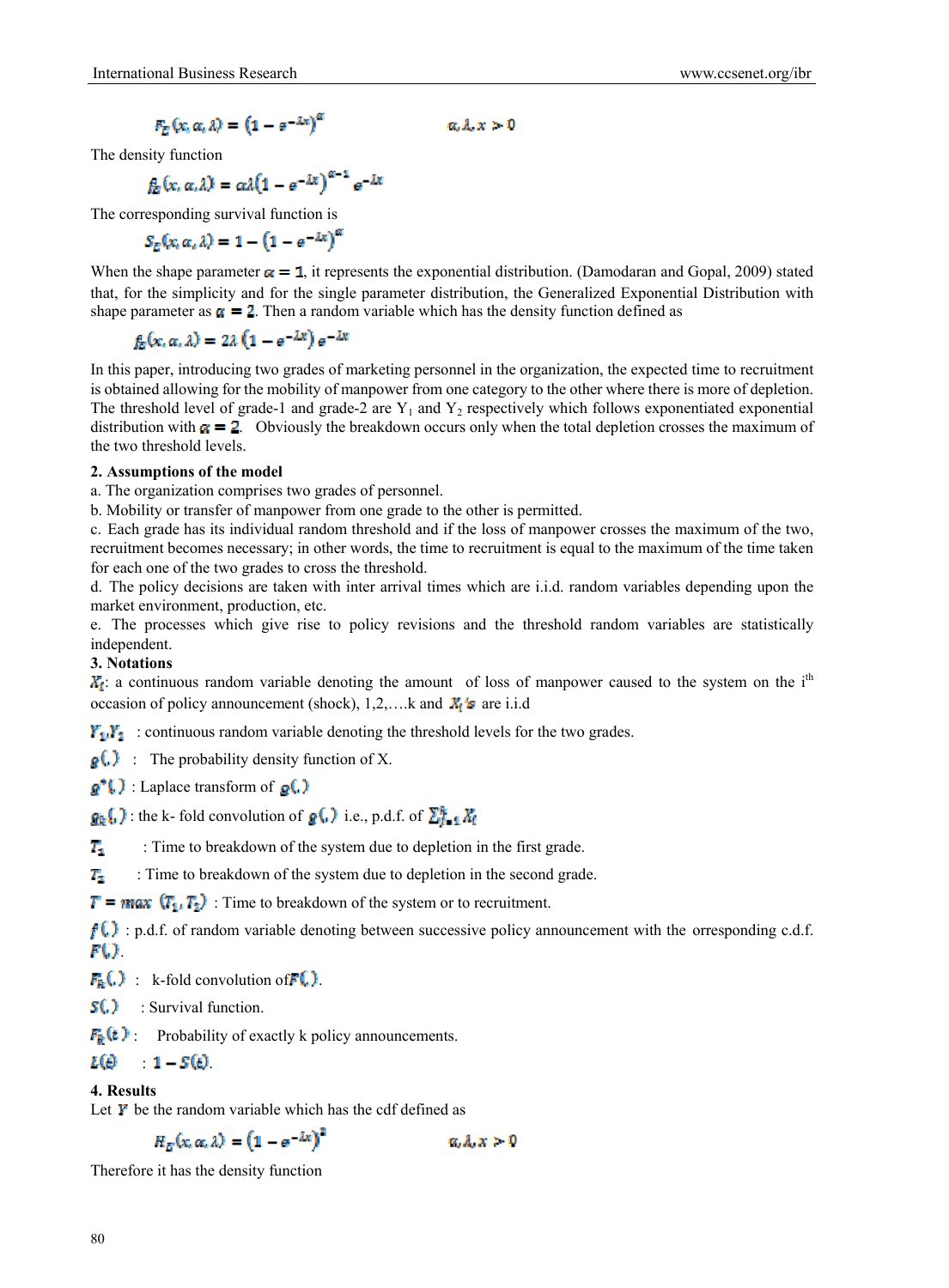$$F_E(x,\alpha,\lambda) = \left(1 - e^{-\lambda x}\right)^{\alpha} \qquad \alpha,\lambda,x > 0$$

The density function

$$f_E(x,\alpha,\lambda) = \alpha\lambda\left(1 - e^{-\lambda x}\right)^{\alpha-1} e^{-\lambda x}$$

The corresponding survival function is

$$S_E(x,\alpha,\lambda) = 1 - \left(1 - e^{-\lambda x}\right)^{\alpha}$$

When the shape parameter $\alpha = 1$, it represents the exponential distribution. (Damodaran and Gopal, 2009) stated that, for the simplicity and for the single parameter distribution, the Generalized Exponential Distribution with shape parameter as $\alpha = 2$. Then a random variable which has the density function defined as

$$f_E(x,\alpha,\lambda) = 2\lambda\left(1 - e^{-\lambda x}\right) e^{-\lambda x}$$

In this paper, introducing two grades of marketing personnel in the organization, the expected time to recruitment is obtained allowing for the mobility of manpower from one category to the other where there is more of depletion. The threshold level of grade-1 and grade-2 are $Y_1$ and $Y_2$ respectively which follows exponentiated exponential distribution with $\alpha = 2$. Obviously the breakdown occurs only when the total depletion crosses the maximum of the two threshold levels.

**2. Assumptions of the model**

a. The organization comprises two grades of personnel.

b. Mobility or transfer of manpower from one grade to the other is permitted.

c. Each grade has its individual random threshold and if the loss of manpower crosses the maximum of the two, recruitment becomes necessary; in other words, the time to recruitment is equal to the maximum of the time taken for each one of the two grades to cross the threshold.

d. The policy decisions are taken with inter arrival times which are i.i.d. random variables depending upon the market environment, production, etc.

e. The processes which give rise to policy revisions and the threshold random variables are statistically independent.

**3. Notations**

$X_i$: a continuous random variable denoting the amount of loss of manpower caused to the system on the i[th] occasion of policy announcement (shock), 1,2,….k and $X_i$'s are i.i.d

$Y_1, Y_2$ : continuous random variable denoting the threshold levels for the two grades.

$g(.)$ : The probability density function of X.

$g^*(.)$ : Laplace transform of $g(.)$

$g_k(.)$ : the k- fold convolution of $g(.)$ i.e., p.d.f. of $\sum_{i=1}^{k} X_i$

$T_1$ : Time to breakdown of the system due to depletion in the first grade.

$T_2$ : Time to breakdown of the system due to depletion in the second grade.

$T = max\,(T_1, T_2)$ : Time to breakdown of the system or to recruitment.

$f(.)$ : p.d.f. of random variable denoting between successive policy announcement with the orresponding c.d.f. $F(.)$.

$F_k(.)$ : k-fold convolution of $F(.)$.

$S(.)$ : Survival function.

$F_k(t)$ : Probability of exactly k policy announcements.

$L(t)$ : $1 - S(t)$.

**4. Results**

Let $Y$ be the random variable which has the cdf defined as

$$H_E(x,\alpha,\lambda) = \left(1 - e^{-\lambda x}\right)^{2} \qquad \alpha,\lambda,x > 0$$

Therefore it has the density function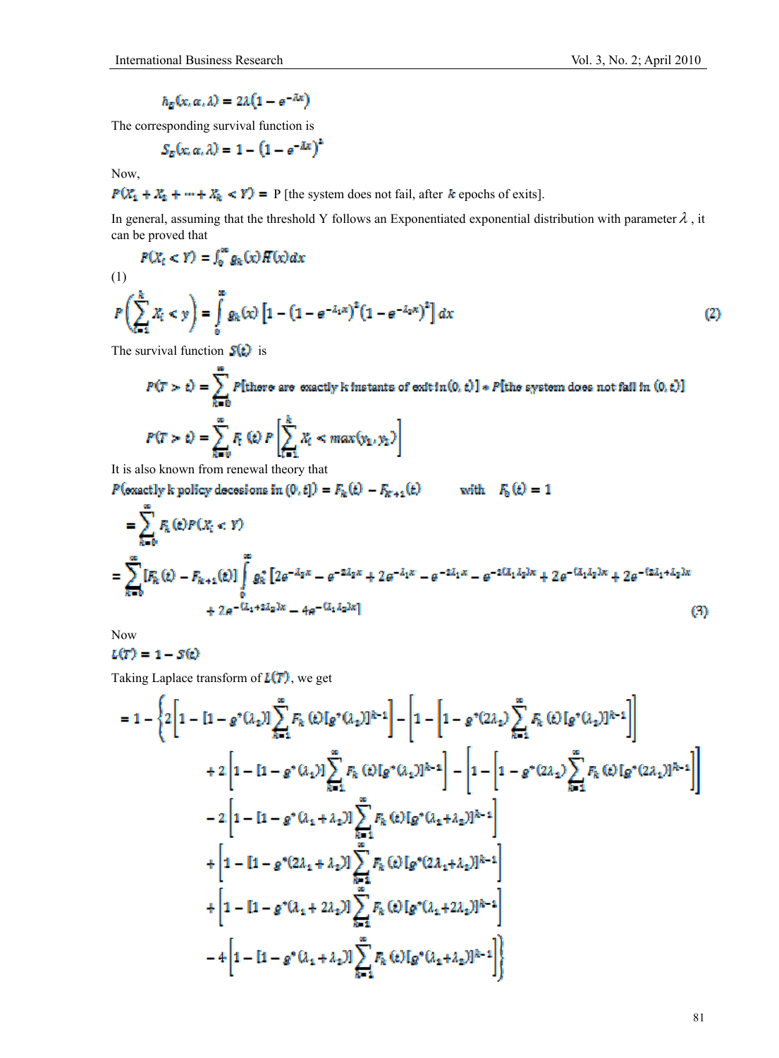$$h_E(x, \alpha, \lambda) = 2\lambda\left(1 - e^{-\lambda x}\right)$$

The corresponding survival function is

$$S_E(x, \alpha, \lambda) = 1 - \left(1 - e^{-\lambda x}\right)^2$$

Now,

$P(X_1 + X_2 + \cdots + X_k < Y) =$ P [the system does not fail, after $k$ epochs of exits].

In general, assuming that the threshold Y follows an Exponentiated exponential distribution with parameter $\lambda$ , it can be proved that

$$P(X_i < Y) = \int_0^{\infty} g_k(x)\bar{H}(x)dx$$

(1)

$$P\left(\sum_{i=1}^{k} X_i < y\right) = \int_0^{\infty} g_k(x)\left[1 - \left(1 - e^{-\lambda_1 x}\right)^2\left(1 - e^{-\lambda_2 x}\right)^2\right]dx \tag{2}$$

The survival function $S(t)$ is

$$P(T > t) = \sum_{k=0}^{\infty} P[\text{there are exactly k instants of exit in } (0, t)] * P[\text{the system does not fail in } (0, t)]$$

$$P(T > t) = \sum_{k=0}^{\infty} F_k(t)\, P\left[\sum_{i=1}^{k} X_i < max(y_1, y_2)\right]$$

It is also known from renewal theory that

$P(\text{exactly k policy decesions in } (0, t]) = F_k(t) - F_{k+1}(t) \qquad \text{with} \quad F_0(t) = 1$

$$= \sum_{k=0}^{\infty} F_k(t) P(X_i < Y)$$

$$= \sum_{k=0}^{\infty} [F_k(t) - F_{k+1}(t)] \int_0^{\infty} g_k^* \left[2e^{-\lambda_2 x} - e^{-2\lambda_2 x} + 2e^{-\lambda_1 x} - e^{-2\lambda_1 x} - e^{-2(\lambda_1 \lambda_2)x} + 2e^{-(\lambda_1 \lambda_2)x} + 2e^{-(2\lambda_1 + \lambda_2)x} + 2e^{-(\lambda_1 + 2\lambda_2)x} - 4e^{-(\lambda_1 \lambda_2)x}\right] \tag{3}$$

Now

$L(T) = 1 - S(t)$

Taking Laplace transform of $L(T)$, we get

$$\begin{aligned}
= 1 - \Bigg\{ & 2\left[1 - [1 - g^*(\lambda_2)]\sum_{k=1}^{\infty} F_k(t)[g^*(\lambda_2)]^{k-1}\right] - \left[1 - \left[1 - g^*(2\lambda_2)\sum_{k=1}^{\infty} F_k(t)[g^*(\lambda_2)]^{k-1}\right]\right] \\
& + 2\left[1 - [1 - g^*(\lambda_1)]\sum_{k=1}^{\infty} F_k(t)[g^*(\lambda_1)]^{k-1}\right] - \left[1 - \left[1 - g^*(2\lambda_1)\sum_{k=1}^{\infty} F_k(t)[g^*(2\lambda_1)]^{k-1}\right]\right] \\
& - 2\left[1 - [1 - g^*(\lambda_1 + \lambda_2)]\sum_{k=1}^{\infty} F_k(t)[g^*(\lambda_1 + \lambda_2)]^{k-1}\right] \\
& + \left[1 - [1 - g^*(2\lambda_1 + \lambda_2)]\sum_{k=1}^{\infty} F_k(t)[g^*(2\lambda_1 + \lambda_2)]^{k-1}\right] \\
& + \left[1 - [1 - g^*(\lambda_1 + 2\lambda_2)]\sum_{k=1}^{\infty} F_k(t)[g^*(\lambda_1 + 2\lambda_2)]^{k-1}\right] \\
& - 4\left[1 - [1 - g^*(\lambda_1 + \lambda_2)]\sum_{k=1}^{\infty} F_k(t)[g^*(\lambda_1 + \lambda_2)]^{k-1}\right]\Bigg\}
\end{aligned}$$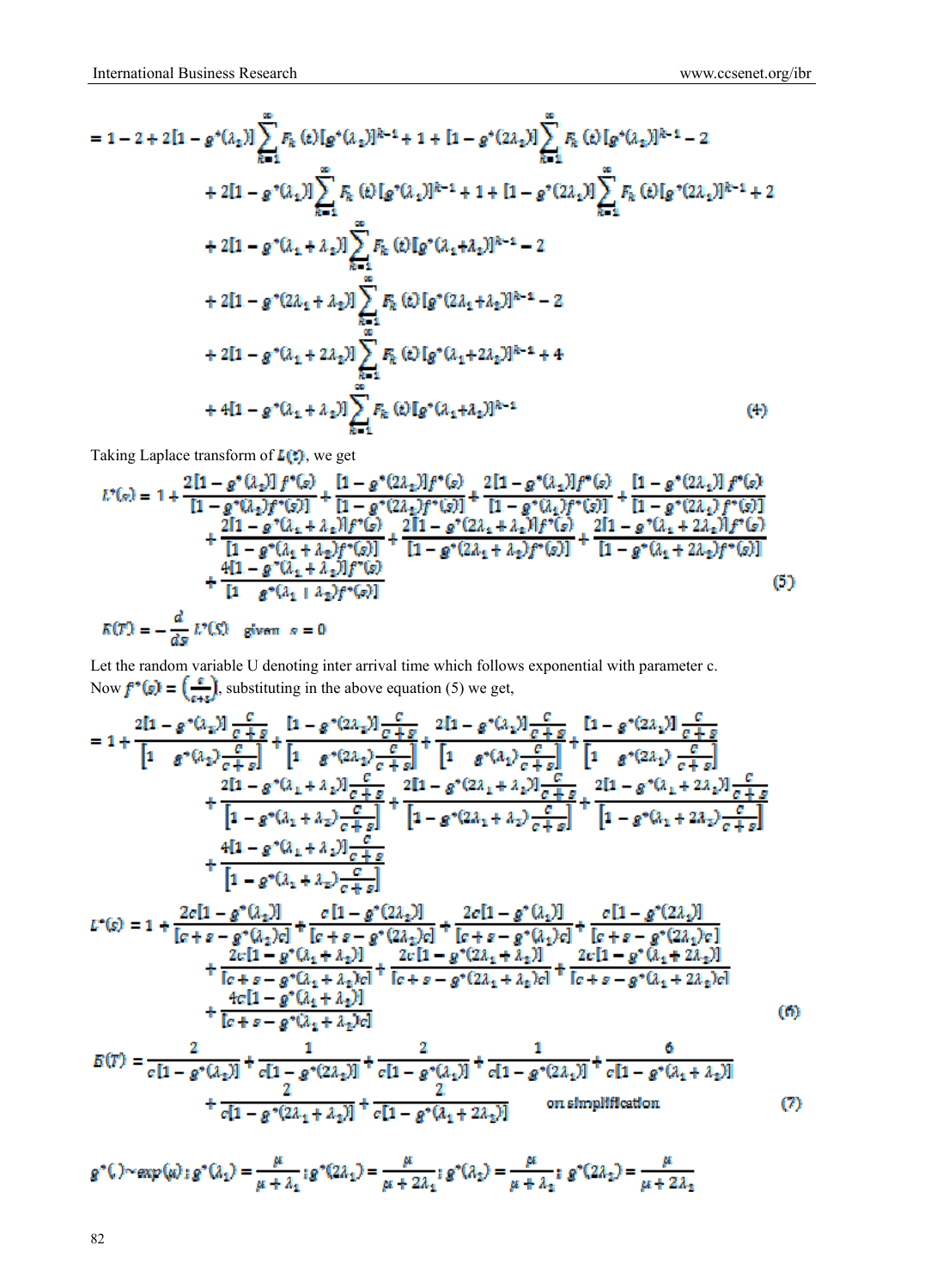$$= 1 - 2 + 2[1 - g^*(\lambda_2)]\sum_{k=1}^{\infty} F_k(t)[g^*(\lambda_2)]^{k-1} + 1 + [1 - g^*(2\lambda_2)]\sum_{k=1}^{\infty} F_k(t)[g^*(\lambda_2)]^{k-1} - 2$$

$$+ 2[1 - g^*(\lambda_1)]\sum_{k=1}^{\infty} F_k(t)[g^*(\lambda_1)]^{k-1} + 1 + [1 - g^*(2\lambda_1)]\sum_{k=1}^{\infty} F_k(t)[g^*(2\lambda_1)]^{k-1} + 2$$

$$+ 2[1 - g^*(\lambda_1 + \lambda_2)]\sum_{k=1}^{\infty} F_k(t)[g^*(\lambda_1+\lambda_2)]^{k-1} - 2$$

$$+ 2[1 - g^*(2\lambda_1 + \lambda_2)]\sum_{k=1}^{\infty} F_k(t)[g^*(2\lambda_1+\lambda_2)]^{k-1} - 2$$

$$+ 2[1 - g^*(\lambda_1 + 2\lambda_2)]\sum_{k=1}^{\infty} F_k(t)[g^*(\lambda_1+2\lambda_2)]^{k-1} + 4$$

$$+ 4[1 - g^*(\lambda_1 + \lambda_2)]\sum_{k=1}^{\infty} F_k(t)[g^*(\lambda_1+\lambda_2)]^{k-1} \tag{4}$$

Taking Laplace transform of $L(t)$, we get

$$L^*(s) = 1 + \frac{2[1 - g^*(\lambda_2)]f^*(s)}{[1 - g^*(\lambda_2)f^*(s)]} + \frac{[1 - g^*(2\lambda_2)]f^*(s)}{[1 - g^*(2\lambda_2)f^*(s)]} + \frac{2[1 - g^*(\lambda_1)]f^*(s)}{[1 - g^*(\lambda_1)f^*(s)]} + \frac{[1 - g^*(2\lambda_1)]f^*(s)}{[1 - g^*(2\lambda_1)f^*(s)]}$$
$$+ \frac{2[1 - g^*(\lambda_1 + \lambda_2)]f^*(s)}{[1 - g^*(\lambda_1 + \lambda_2)f^*(s)]} + \frac{2[1 - g^*(2\lambda_1 + \lambda_2)]f^*(s)}{[1 - g^*(2\lambda_1 + \lambda_2)f^*(s)]} + \frac{2[1 - g^*(\lambda_1 + 2\lambda_2)]f^*(s)}{[1 - g^*(\lambda_1 + 2\lambda_2)f^*(s)]}$$
$$+ \frac{4[1 - g^*(\lambda_1 + \lambda_2)]f^*(s)}{[1 - g^*(\lambda_1 + \lambda_2)f^*(s)]} \tag{5}$$

$$E(T) = -\frac{d}{ds}L^*(S) \quad \text{given } s = 0$$

Let the random variable U denoting inter arrival time which follows exponential with parameter c.

Now $f^*(s) = \left(\frac{c}{c+s}\right)$, substituting in the above equation (5) we get,

$$= 1 + \frac{2[1 - g^*(\lambda_2)]\frac{c}{c+s}}{\left[1 - g^*(\lambda_2)\frac{c}{c+s}\right]} + \frac{[1 - g^*(2\lambda_2)]\frac{c}{c+s}}{\left[1 - g^*(2\lambda_2)\frac{c}{c+s}\right]} + \frac{2[1 - g^*(\lambda_1)]\frac{c}{c+s}}{\left[1 - g^*(\lambda_1)\frac{c}{c+s}\right]} + \frac{[1 - g^*(2\lambda_1)]\frac{c}{c+s}}{\left[1 - g^*(2\lambda_1)\frac{c}{c+s}\right]}$$
$$+ \frac{2[1 - g^*(\lambda_1 + \lambda_2)]\frac{c}{c+s}}{\left[1 - g^*(\lambda_1 + \lambda_2)\frac{c}{c+s}\right]} + \frac{2[1 - g^*(2\lambda_1 + \lambda_2)]\frac{c}{c+s}}{\left[1 - g^*(2\lambda_1 + \lambda_2)\frac{c}{c+s}\right]} + \frac{2[1 - g^*(\lambda_1 + 2\lambda_2)]\frac{c}{c+s}}{\left[1 - g^*(\lambda_1 + 2\lambda_2)\frac{c}{c+s}\right]}$$
$$+ \frac{4[1 - g^*(\lambda_1 + \lambda_2)]\frac{c}{c+s}}{\left[1 - g^*(\lambda_1 + \lambda_2)\frac{c}{c+s}\right]}$$

$$L^*(s) = 1 + \frac{2c[1 - g^*(\lambda_2)]}{[c + s - g^*(\lambda_2)c]} + \frac{c[1 - g^*(2\lambda_2)]}{[c + s - g^*(2\lambda_2)c]} + \frac{2c[1 - g^*(\lambda_1)]}{[c + s - g^*(\lambda_1)c]} + \frac{c[1 - g^*(2\lambda_1)]}{[c + s - g^*(2\lambda_1)c]}$$
$$+ \frac{2c[1 - g^*(\lambda_1 + \lambda_2)]}{[c + s - g^*(\lambda_1 + \lambda_2)c]} + \frac{2c[1 - g^*(2\lambda_1 + \lambda_2)]}{[c + s - g^*(2\lambda_1 + \lambda_2)c]} + \frac{2c[1 - g^*(\lambda_1 + 2\lambda_2)]}{[c + s - g^*(\lambda_1 + 2\lambda_2)c]}$$
$$+ \frac{4c[1 - g^*(\lambda_1 + \lambda_2)]}{[c + s - g^*(\lambda_1 + \lambda_2)c]} \tag{6}$$

$$E(T) = \frac{2}{c[1 - g^*(\lambda_2)]} + \frac{1}{c[1 - g^*(2\lambda_2)]} + \frac{2}{c[1 - g^*(\lambda_1)]} + \frac{1}{c[1 - g^*(2\lambda_1)]} + \frac{6}{c[1 - g^*(\lambda_1 + \lambda_2)]}$$
$$+ \frac{2}{c[1 - g^*(2\lambda_1 + \lambda_2)]} + \frac{2}{c[1 - g^*(\lambda_1 + 2\lambda_2)]} \quad \text{on simplification} \tag{7}$$

$$g^*(\cdot) \sim \exp(\mu);\ g^*(\lambda_1) = \frac{\mu}{\mu + \lambda_1};\ g^*(2\lambda_1) = \frac{\mu}{\mu + 2\lambda_1};\ g^*(\lambda_2) = \frac{\mu}{\mu + \lambda_2};\ g^*(2\lambda_2) = \frac{\mu}{\mu + 2\lambda_2}$$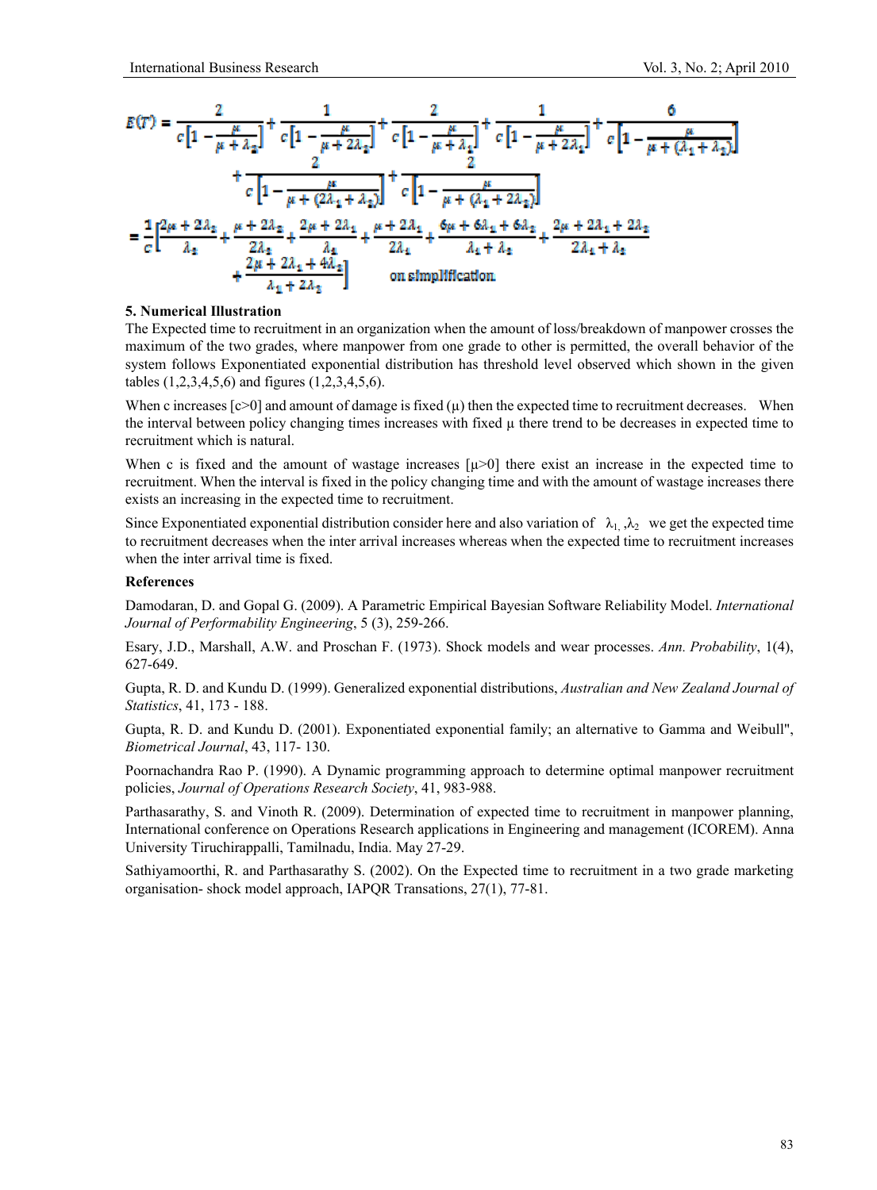$$E(T) = \frac{2}{c\left[1-\frac{\mu}{\mu+\lambda_2}\right]} + \frac{1}{c\left[1-\frac{\mu}{\mu+2\lambda_2}\right]} + \frac{2}{c\left[1-\frac{\mu}{\mu+\lambda_1}\right]} + \frac{1}{c\left[1-\frac{\mu}{\mu+2\lambda_1}\right]} + \frac{6}{c\left[1-\frac{\mu}{\mu+(\lambda_1+\lambda_2)}\right]}$$

$$+ \frac{2}{c\left[1-\frac{\mu}{\mu+(2\lambda_1+\lambda_2)}\right]} + \frac{2}{c\left[1-\frac{\mu}{\mu+(\lambda_1+2\lambda_2)}\right]}$$

$$= \frac{1}{c}\left[\frac{2\mu+2\lambda_2}{\lambda_2} + \frac{\mu+2\lambda_2}{2\lambda_2} + \frac{2\mu+2\lambda_1}{\lambda_1} + \frac{\mu+2\lambda_1}{2\lambda_1} + \frac{6\mu+6\lambda_1+6\lambda_2}{\lambda_1+\lambda_2} + \frac{2\mu+2\lambda_1+2\lambda_2}{2\lambda_1+\lambda_2} + \frac{2\mu+2\lambda_1+4\lambda_2}{\lambda_1+2\lambda_2}\right] \quad \text{on simplification}$$

**5. Numerical Illustration**

The Expected time to recruitment in an organization when the amount of loss/breakdown of manpower crosses the maximum of the two grades, where manpower from one grade to other is permitted, the overall behavior of the system follows Exponentiated exponential distribution has threshold level observed which shown in the given tables (1,2,3,4,5,6) and figures (1,2,3,4,5,6).

When c increases [$c>0$] and amount of damage is fixed ($\mu$) then the expected time to recruitment decreases. When the interval between policy changing times increases with fixed $\mu$ there trend to be decreases in expected time to recruitment which is natural.

When c is fixed and the amount of wastage increases [$\mu>0$] there exist an increase in the expected time to recruitment. When the interval is fixed in the policy changing time and with the amount of wastage increases there exists an increasing in the expected time to recruitment.

Since Exponentiated exponential distribution consider here and also variation of $\lambda_1$, $\lambda_2$ we get the expected time to recruitment decreases when the inter arrival increases whereas when the expected time to recruitment increases when the inter arrival time is fixed.

**References**

Damodaran, D. and Gopal G. (2009). A Parametric Empirical Bayesian Software Reliability Model. *International Journal of Performability Engineering*, 5 (3), 259-266.

Esary, J.D., Marshall, A.W. and Proschan F. (1973). Shock models and wear processes. *Ann. Probability*, 1(4), 627-649.

Gupta, R. D. and Kundu D. (1999). Generalized exponential distributions, *Australian and New Zealand Journal of Statistics*, 41, 173 - 188.

Gupta, R. D. and Kundu D. (2001). Exponentiated exponential family; an alternative to Gamma and Weibull", *Biometrical Journal*, 43, 117- 130.

Poornachandra Rao P. (1990). A Dynamic programming approach to determine optimal manpower recruitment policies, *Journal of Operations Research Society*, 41, 983-988.

Parthasarathy, S. and Vinoth R. (2009). Determination of expected time to recruitment in manpower planning, International conference on Operations Research applications in Engineering and management (ICOREM). Anna University Tiruchirappalli, Tamilnadu, India. May 27-29.

Sathiyamoorthi, R. and Parthasarathy S. (2002). On the Expected time to recruitment in a two grade marketing organisation- shock model approach, IAPQR Transations, 27(1), 77-81.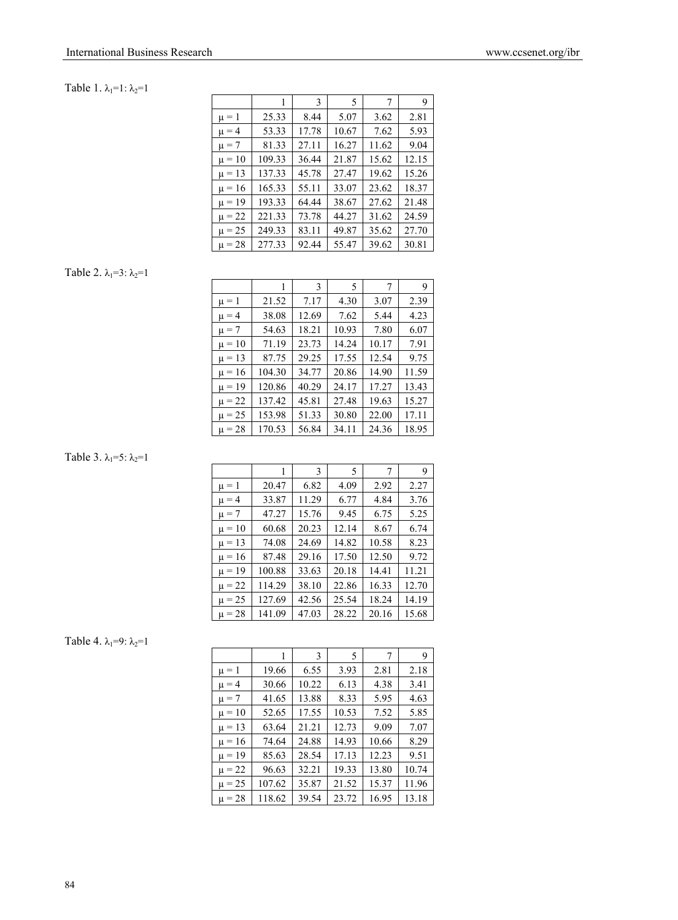Table 1. $\lambda_1$=1: $\lambda_2$=1

| | 1 | 3 | 5 | 7 | 9 |
|---|---|---|---|---|---|
| $\mu$ = 1 | 25.33 | 8.44 | 5.07 | 3.62 | 2.81 |
| $\mu$ = 4 | 53.33 | 17.78 | 10.67 | 7.62 | 5.93 |
| $\mu$ = 7 | 81.33 | 27.11 | 16.27 | 11.62 | 9.04 |
| $\mu$ = 10 | 109.33 | 36.44 | 21.87 | 15.62 | 12.15 |
| $\mu$ = 13 | 137.33 | 45.78 | 27.47 | 19.62 | 15.26 |
| $\mu$ = 16 | 165.33 | 55.11 | 33.07 | 23.62 | 18.37 |
| $\mu$ = 19 | 193.33 | 64.44 | 38.67 | 27.62 | 21.48 |
| $\mu$ = 22 | 221.33 | 73.78 | 44.27 | 31.62 | 24.59 |
| $\mu$ = 25 | 249.33 | 83.11 | 49.87 | 35.62 | 27.70 |
| $\mu$ = 28 | 277.33 | 92.44 | 55.47 | 39.62 | 30.81 |

Table 2. $\lambda_1$=3: $\lambda_2$=1

| | 1 | 3 | 5 | 7 | 9 |
|---|---|---|---|---|---|
| $\mu$ = 1 | 21.52 | 7.17 | 4.30 | 3.07 | 2.39 |
| $\mu$ = 4 | 38.08 | 12.69 | 7.62 | 5.44 | 4.23 |
| $\mu$ = 7 | 54.63 | 18.21 | 10.93 | 7.80 | 6.07 |
| $\mu$ = 10 | 71.19 | 23.73 | 14.24 | 10.17 | 7.91 |
| $\mu$ = 13 | 87.75 | 29.25 | 17.55 | 12.54 | 9.75 |
| $\mu$ = 16 | 104.30 | 34.77 | 20.86 | 14.90 | 11.59 |
| $\mu$ = 19 | 120.86 | 40.29 | 24.17 | 17.27 | 13.43 |
| $\mu$ = 22 | 137.42 | 45.81 | 27.48 | 19.63 | 15.27 |
| $\mu$ = 25 | 153.98 | 51.33 | 30.80 | 22.00 | 17.11 |
| $\mu$ = 28 | 170.53 | 56.84 | 34.11 | 24.36 | 18.95 |

Table 3. $\lambda_1$=5: $\lambda_2$=1

| | 1 | 3 | 5 | 7 | 9 |
|---|---|---|---|---|---|
| $\mu$ = 1 | 20.47 | 6.82 | 4.09 | 2.92 | 2.27 |
| $\mu$ = 4 | 33.87 | 11.29 | 6.77 | 4.84 | 3.76 |
| $\mu$ = 7 | 47.27 | 15.76 | 9.45 | 6.75 | 5.25 |
| $\mu$ = 10 | 60.68 | 20.23 | 12.14 | 8.67 | 6.74 |
| $\mu$ = 13 | 74.08 | 24.69 | 14.82 | 10.58 | 8.23 |
| $\mu$ = 16 | 87.48 | 29.16 | 17.50 | 12.50 | 9.72 |
| $\mu$ = 19 | 100.88 | 33.63 | 20.18 | 14.41 | 11.21 |
| $\mu$ = 22 | 114.29 | 38.10 | 22.86 | 16.33 | 12.70 |
| $\mu$ = 25 | 127.69 | 42.56 | 25.54 | 18.24 | 14.19 |
| $\mu$ = 28 | 141.09 | 47.03 | 28.22 | 20.16 | 15.68 |

Table 4. $\lambda_1$=9: $\lambda_2$=1

| | 1 | 3 | 5 | 7 | 9 |
|---|---|---|---|---|---|
| $\mu$ = 1 | 19.66 | 6.55 | 3.93 | 2.81 | 2.18 |
| $\mu$ = 4 | 30.66 | 10.22 | 6.13 | 4.38 | 3.41 |
| $\mu$ = 7 | 41.65 | 13.88 | 8.33 | 5.95 | 4.63 |
| $\mu$ = 10 | 52.65 | 17.55 | 10.53 | 7.52 | 5.85 |
| $\mu$ = 13 | 63.64 | 21.21 | 12.73 | 9.09 | 7.07 |
| $\mu$ = 16 | 74.64 | 24.88 | 14.93 | 10.66 | 8.29 |
| $\mu$ = 19 | 85.63 | 28.54 | 17.13 | 12.23 | 9.51 |
| $\mu$ = 22 | 96.63 | 32.21 | 19.33 | 13.80 | 10.74 |
| $\mu$ = 25 | 107.62 | 35.87 | 21.52 | 15.37 | 11.96 |
| $\mu$ = 28 | 118.62 | 39.54 | 23.72 | 16.95 | 13.18 |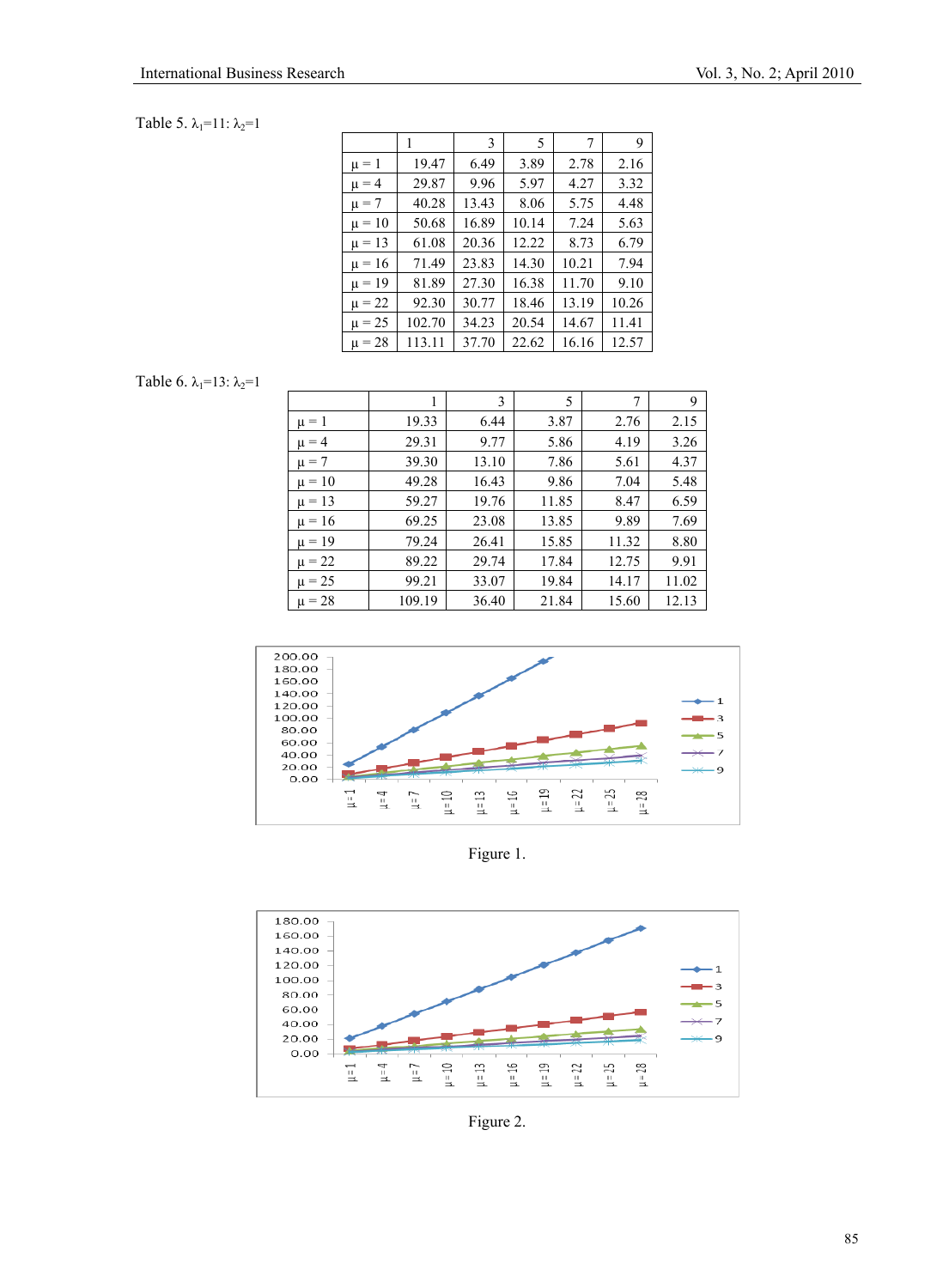Table 5. $\lambda_1$=11: $\lambda_2$=1

| | 1 | 3 | 5 | 7 | 9 |
|---|---|---|---|---|---|
| μ = 1 | 19.47 | 6.49 | 3.89 | 2.78 | 2.16 |
| μ = 4 | 29.87 | 9.96 | 5.97 | 4.27 | 3.32 |
| μ = 7 | 40.28 | 13.43 | 8.06 | 5.75 | 4.48 |
| μ = 10 | 50.68 | 16.89 | 10.14 | 7.24 | 5.63 |
| μ = 13 | 61.08 | 20.36 | 12.22 | 8.73 | 6.79 |
| μ = 16 | 71.49 | 23.83 | 14.30 | 10.21 | 7.94 |
| μ = 19 | 81.89 | 27.30 | 16.38 | 11.70 | 9.10 |
| μ = 22 | 92.30 | 30.77 | 18.46 | 13.19 | 10.26 |
| μ = 25 | 102.70 | 34.23 | 20.54 | 14.67 | 11.41 |
| μ = 28 | 113.11 | 37.70 | 22.62 | 16.16 | 12.57 |

Table 6. $\lambda_1$=13: $\lambda_2$=1

| | 1 | 3 | 5 | 7 | 9 |
|---|---|---|---|---|---|
| μ = 1 | 19.33 | 6.44 | 3.87 | 2.76 | 2.15 |
| μ = 4 | 29.31 | 9.77 | 5.86 | 4.19 | 3.26 |
| μ = 7 | 39.30 | 13.10 | 7.86 | 5.61 | 4.37 |
| μ = 10 | 49.28 | 16.43 | 9.86 | 7.04 | 5.48 |
| μ = 13 | 59.27 | 19.76 | 11.85 | 8.47 | 6.59 |
| μ = 16 | 69.25 | 23.08 | 13.85 | 9.89 | 7.69 |
| μ = 19 | 79.24 | 26.41 | 15.85 | 11.32 | 8.80 |
| μ = 22 | 89.22 | 29.74 | 17.84 | 12.75 | 9.91 |
| μ = 25 | 99.21 | 33.07 | 19.84 | 14.17 | 11.02 |
| μ = 28 | 109.19 | 36.40 | 21.84 | 15.60 | 12.13 |

Figure 1.

Figure 2.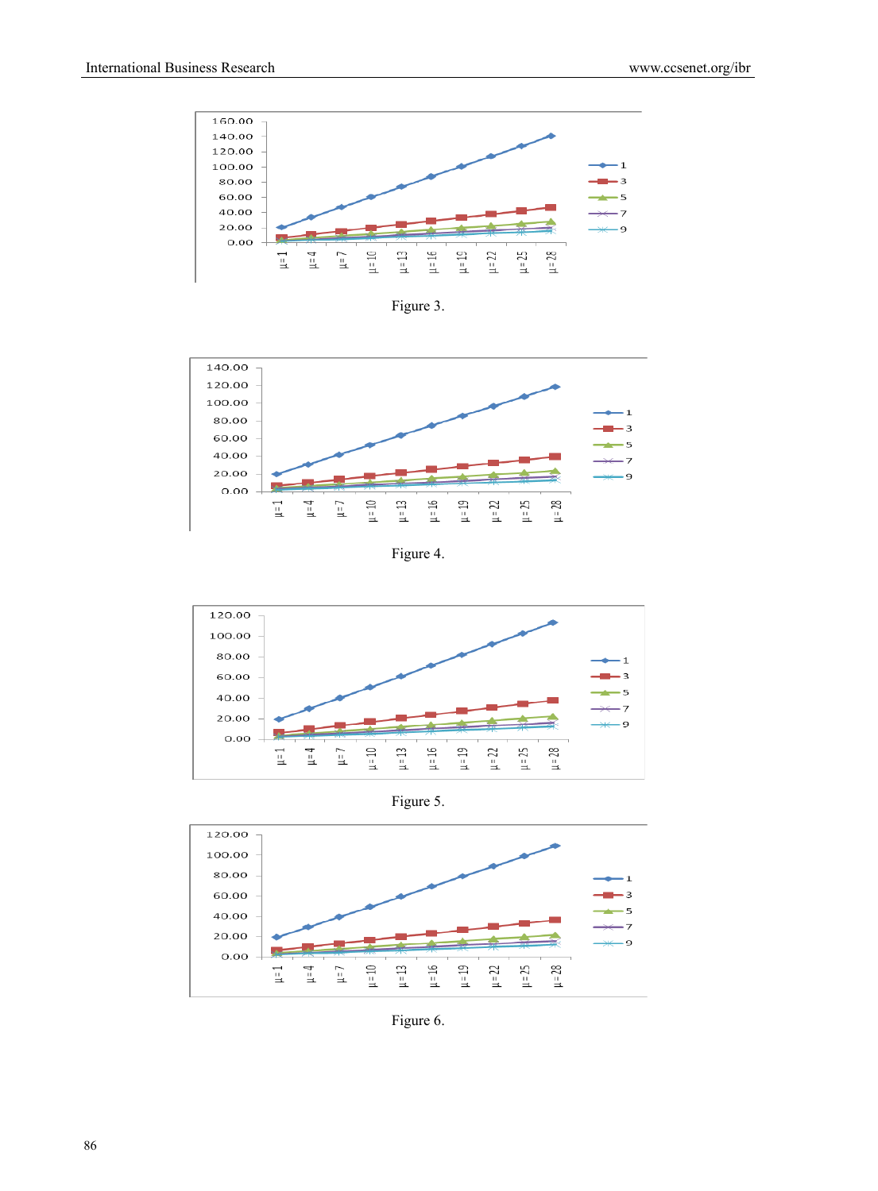160.00
140.00
120.00
100.00
80.00
60.00
40.00
20.00
0.00

μ = 1
μ = 4
μ = 7
μ = 10
μ = 13
μ = 16
μ = 19
μ = 22
μ = 25
μ = 28

1
3
5
7
9

Figure 3.

140.00
120.00
100.00
80.00
60.00
40.00
20.00
0.00

μ = 1
μ = 4
μ = 7
μ = 10
μ = 13
μ = 16
μ = 19
μ = 22
μ = 25
μ = 28

1
3
5
7
9

Figure 4.

120.00
100.00
80.00
60.00
40.00
20.00
0.00

μ = 1
μ = 4
μ = 7
μ = 10
μ = 13
μ = 16
μ = 19
μ = 22
μ = 25
μ = 28

1
3
5
7
9

Figure 5.

120.00
100.00
80.00
60.00
40.00
20.00
0.00

μ = 1
μ = 4
μ = 7
μ = 10
μ = 13
μ = 16
μ = 19
μ = 22
μ = 25
μ = 28

1
3
5
7
9

Figure 6.